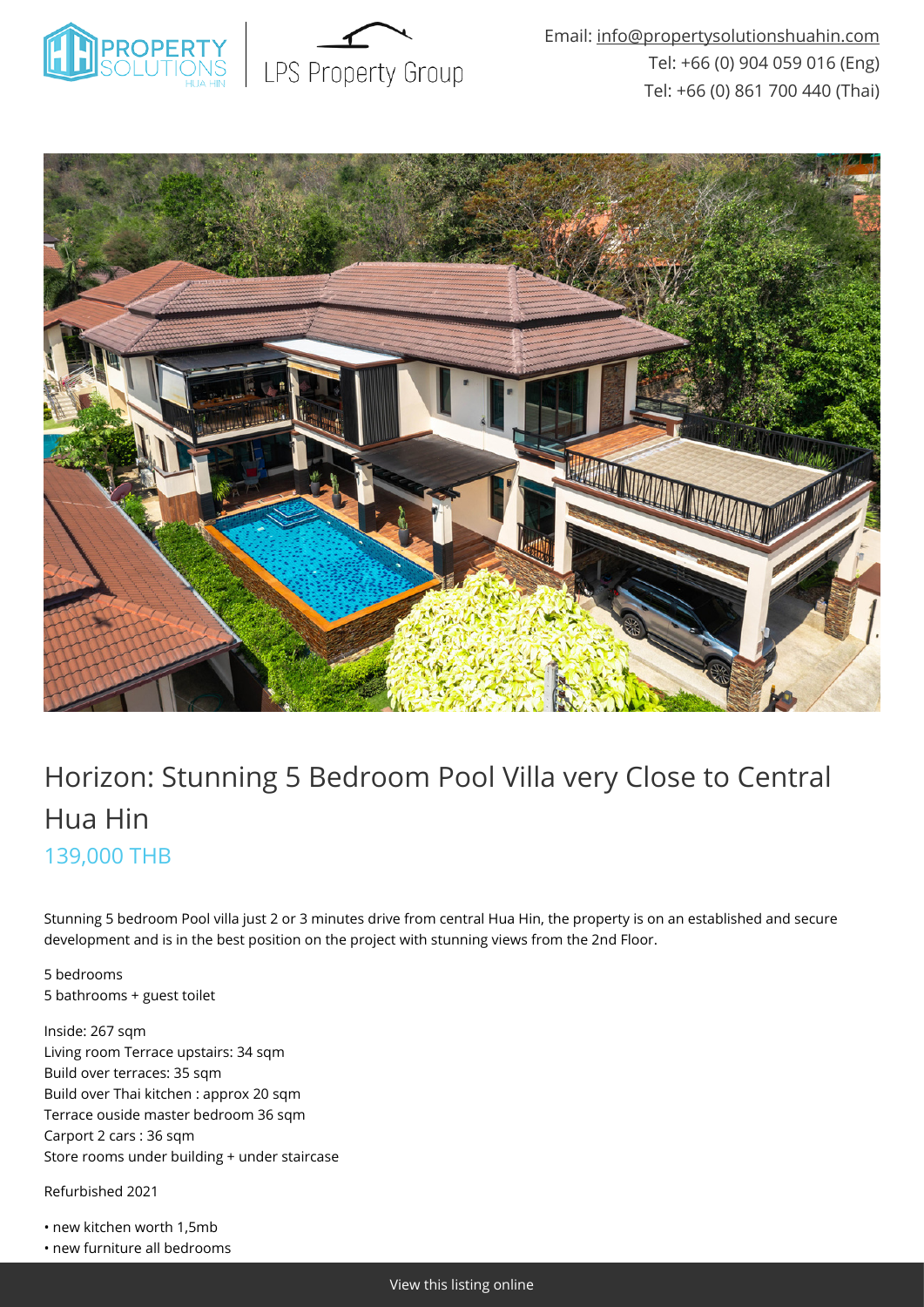Email: info@propertysolutionshuahin.com
Tel: +66 (0) 904 059 016 (Eng)
Tel: +66 (0) 861 700 440 (Thai)

# Horizon: Stunning 5 Bedroom Pool Villa very Close to Central Hua Hin

## 139,000 THB

Stunning 5 bedroom Pool villa just 2 or 3 minutes drive from central Hua Hin, the property is on an established and secure development and is in the best position on the project with stunning views from the 2nd Floor.

5 bedrooms
5 bathrooms + guest toilet

Inside: 267 sqm
Living room Terrace upstairs: 34 sqm
Build over terraces: 35 sqm
Build over Thai kitchen : approx 20 sqm
Terrace ouside master bedroom 36 sqm
Carport 2 cars : 36 sqm
Store rooms under building + under staircase

Refurbished 2021

- new kitchen worth 1,5mb
- new furniture all bedrooms

View this listing online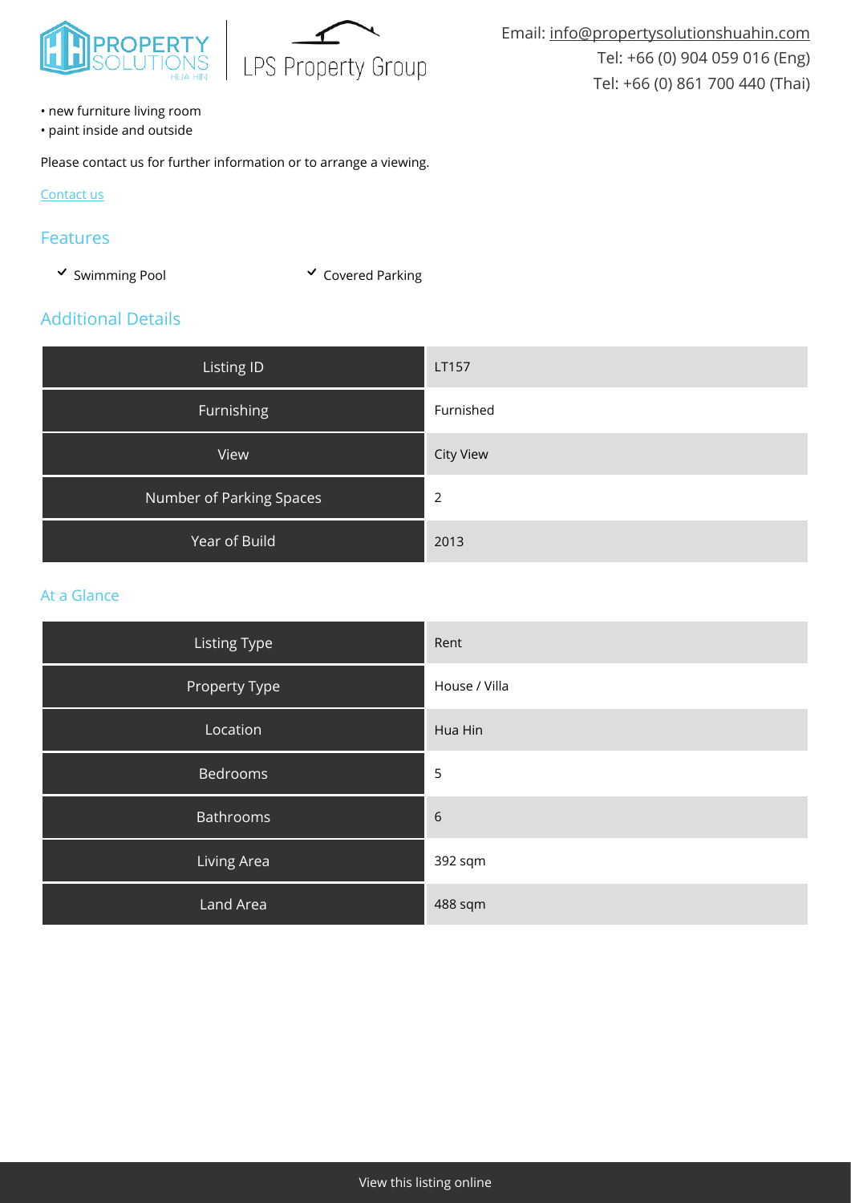- new furniture living room
- paint inside and outside

Please contact us for further information or to arrange a viewing.

Contact us

## Features

- Swimming Pool
- Covered Parking

## Additional Details

| | |
|---|---|
| Listing ID | LT157 |
| Furnishing | Furnished |
| View | City View |
| Number of Parking Spaces | 2 |
| Year of Build | 2013 |

### At a Glance

| | |
|---|---|
| Listing Type | Rent |
| Property Type | House / Villa |
| Location | Hua Hin |
| Bedrooms | 5 |
| Bathrooms | 6 |
| Living Area | 392 sqm |
| Land Area | 488 sqm |

View this listing online